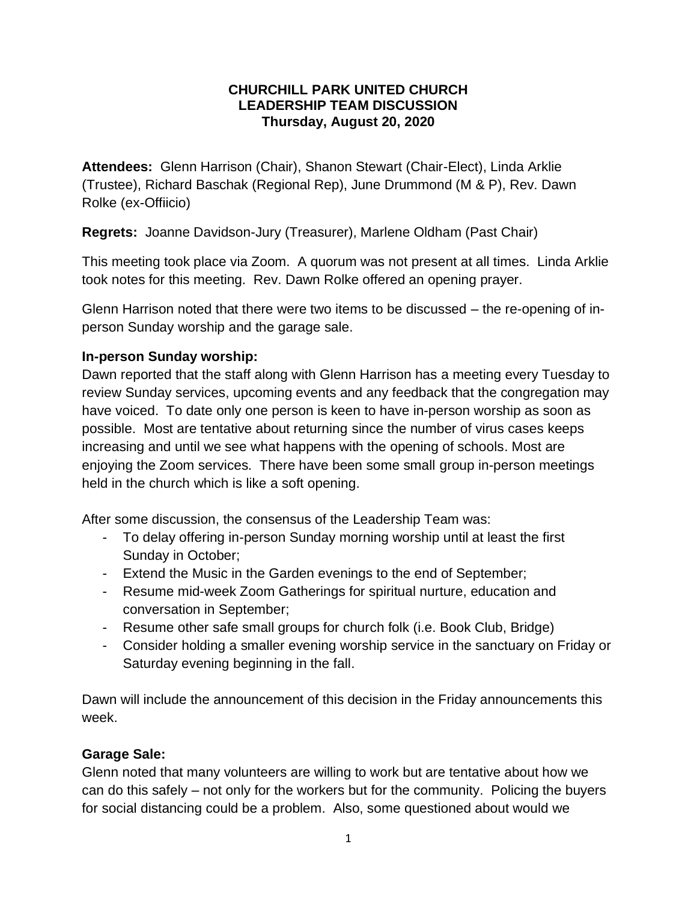**CHURCHILL PARK UNITED CHURCH**
**LEADERSHIP TEAM DISCUSSION**
**Thursday, August 20, 2020**

**Attendees:** Glenn Harrison (Chair), Shanon Stewart (Chair-Elect), Linda Arklie (Trustee), Richard Baschak (Regional Rep), June Drummond (M & P), Rev. Dawn Rolke (ex-Offiicio)

**Regrets:** Joanne Davidson-Jury (Treasurer), Marlene Oldham (Past Chair)

This meeting took place via Zoom. A quorum was not present at all times. Linda Arklie took notes for this meeting. Rev. Dawn Rolke offered an opening prayer.

Glenn Harrison noted that there were two items to be discussed – the re-opening of in-person Sunday worship and the garage sale.

### In-person Sunday worship:

Dawn reported that the staff along with Glenn Harrison has a meeting every Tuesday to review Sunday services, upcoming events and any feedback that the congregation may have voiced. To date only one person is keen to have in-person worship as soon as possible. Most are tentative about returning since the number of virus cases keeps increasing and until we see what happens with the opening of schools. Most are enjoying the Zoom services. There have been some small group in-person meetings held in the church which is like a soft opening.

After some discussion, the consensus of the Leadership Team was:

- To delay offering in-person Sunday morning worship until at least the first Sunday in October;
- Extend the Music in the Garden evenings to the end of September;
- Resume mid-week Zoom Gatherings for spiritual nurture, education and conversation in September;
- Resume other safe small groups for church folk (i.e. Book Club, Bridge)
- Consider holding a smaller evening worship service in the sanctuary on Friday or Saturday evening beginning in the fall.

Dawn will include the announcement of this decision in the Friday announcements this week.

### Garage Sale:

Glenn noted that many volunteers are willing to work but are tentative about how we can do this safely – not only for the workers but for the community. Policing the buyers for social distancing could be a problem. Also, some questioned about would we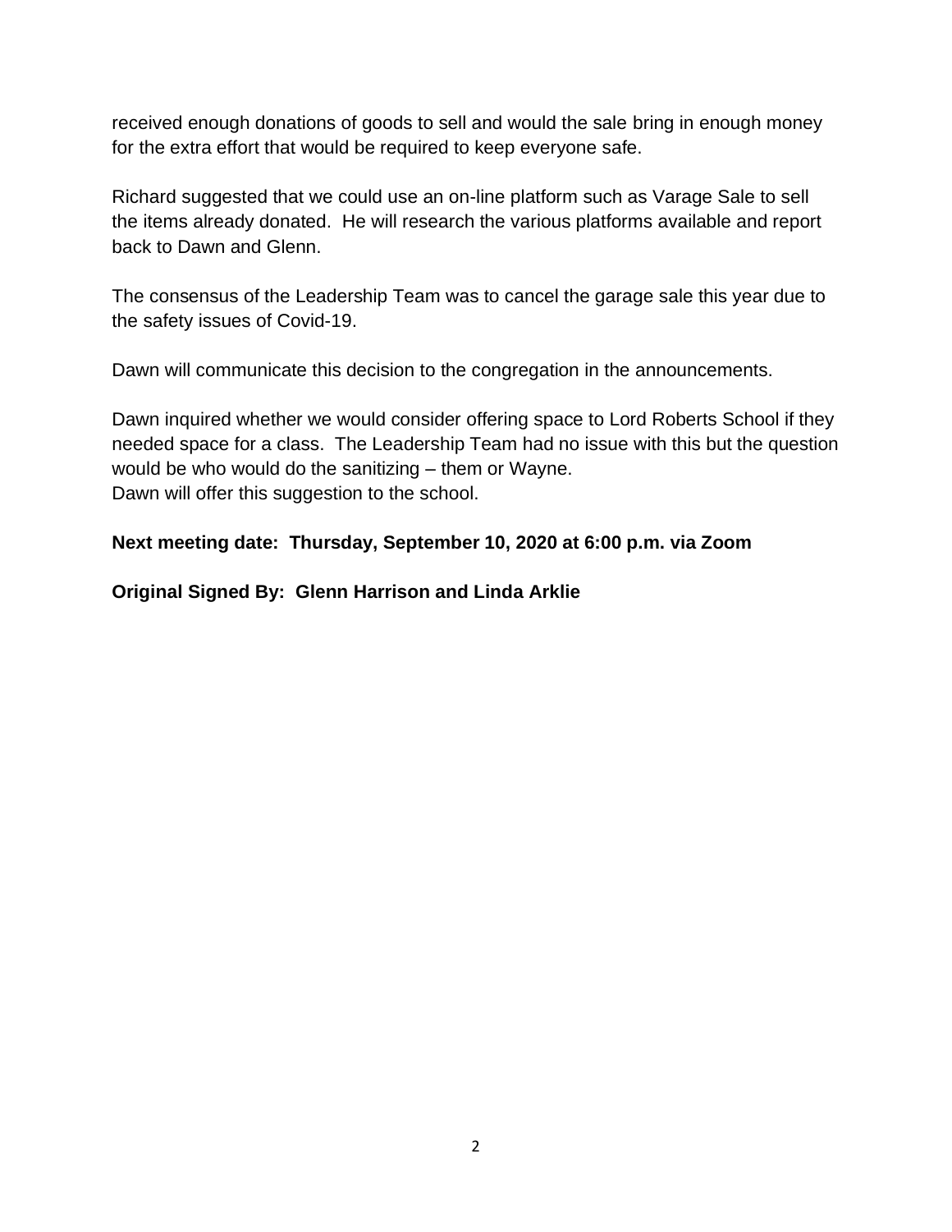received enough donations of goods to sell and would the sale bring in enough money for the extra effort that would be required to keep everyone safe.

Richard suggested that we could use an on-line platform such as Varage Sale to sell the items already donated. He will research the various platforms available and report back to Dawn and Glenn.

The consensus of the Leadership Team was to cancel the garage sale this year due to the safety issues of Covid-19.

Dawn will communicate this decision to the congregation in the announcements.

Dawn inquired whether we would consider offering space to Lord Roberts School if they needed space for a class. The Leadership Team had no issue with this but the question would be who would do the sanitizing – them or Wayne.
Dawn will offer this suggestion to the school.

**Next meeting date: Thursday, September 10, 2020 at 6:00 p.m. via Zoom**

**Original Signed By: Glenn Harrison and Linda Arklie**